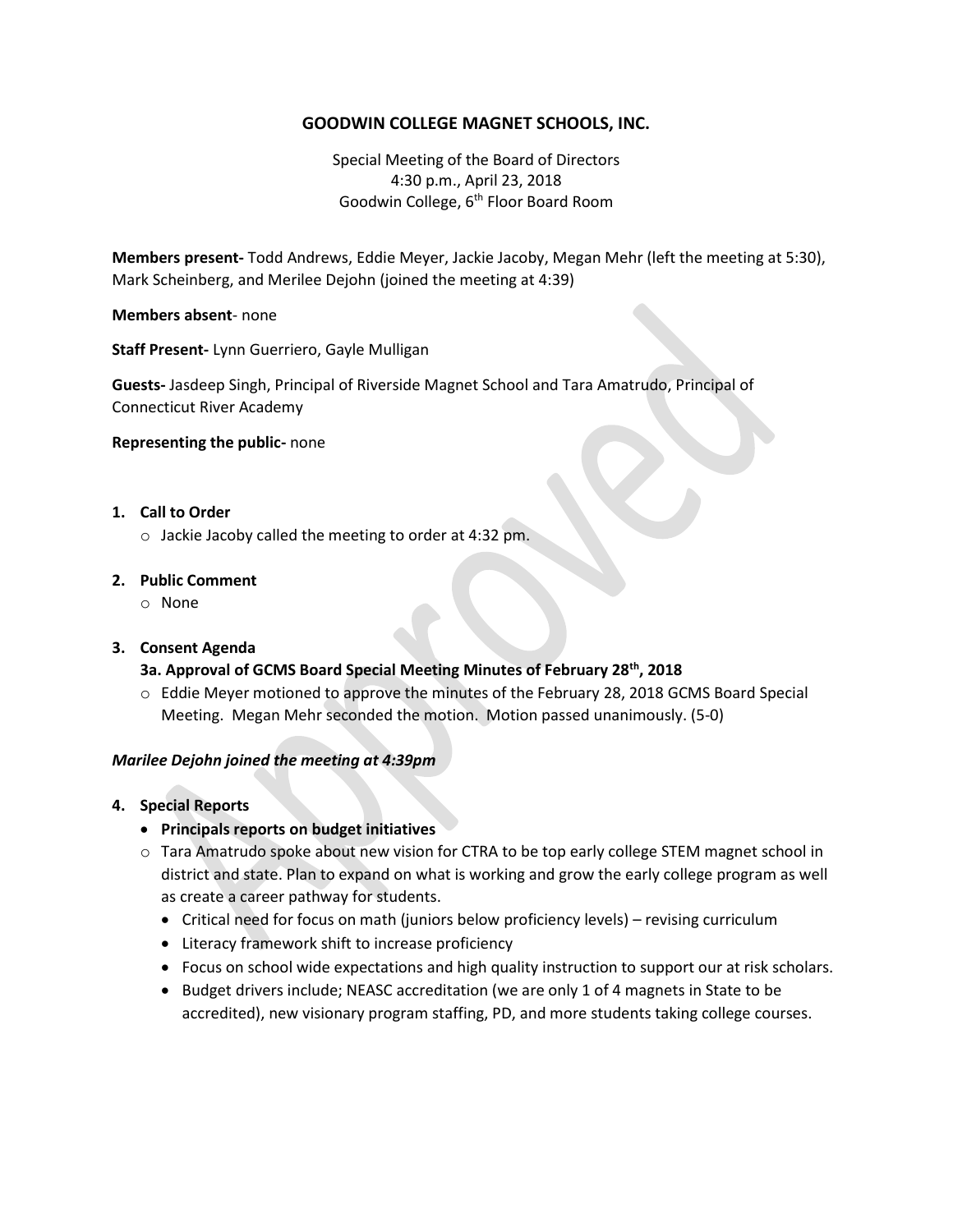# GOODWIN COLLEGE MAGNET SCHOOLS, INC.

Special Meeting of the Board of Directors
4:30 p.m., April 23, 2018
Goodwin College, 6th Floor Board Room

**Members present-** Todd Andrews, Eddie Meyer, Jackie Jacoby, Megan Mehr (left the meeting at 5:30), Mark Scheinberg, and Merilee Dejohn (joined the meeting at 4:39)

**Members absent**- none

**Staff Present-** Lynn Guerriero, Gayle Mulligan

**Guests-** Jasdeep Singh, Principal of Riverside Magnet School and Tara Amatrudo, Principal of Connecticut River Academy

**Representing the public-** none

1. **Call to Order**
   - Jackie Jacoby called the meeting to order at 4:32 pm.

2. **Public Comment**
   - None

3. **Consent Agenda**

   **3a. Approval of GCMS Board Special Meeting Minutes of February 28th, 2018**
   - Eddie Meyer motioned to approve the minutes of the February 28, 2018 GCMS Board Special Meeting. Megan Mehr seconded the motion. Motion passed unanimously. (5-0)

***Marilee Dejohn joined the meeting at 4:39pm***

4. **Special Reports**
   - **Principals reports on budget initiatives**
   - Tara Amatrudo spoke about new vision for CTRA to be top early college STEM magnet school in district and state. Plan to expand on what is working and grow the early college program as well as create a career pathway for students.
     - Critical need for focus on math (juniors below proficiency levels) – revising curriculum
     - Literacy framework shift to increase proficiency
     - Focus on school wide expectations and high quality instruction to support our at risk scholars.
     - Budget drivers include; NEASC accreditation (we are only 1 of 4 magnets in State to be accredited), new visionary program staffing, PD, and more students taking college courses.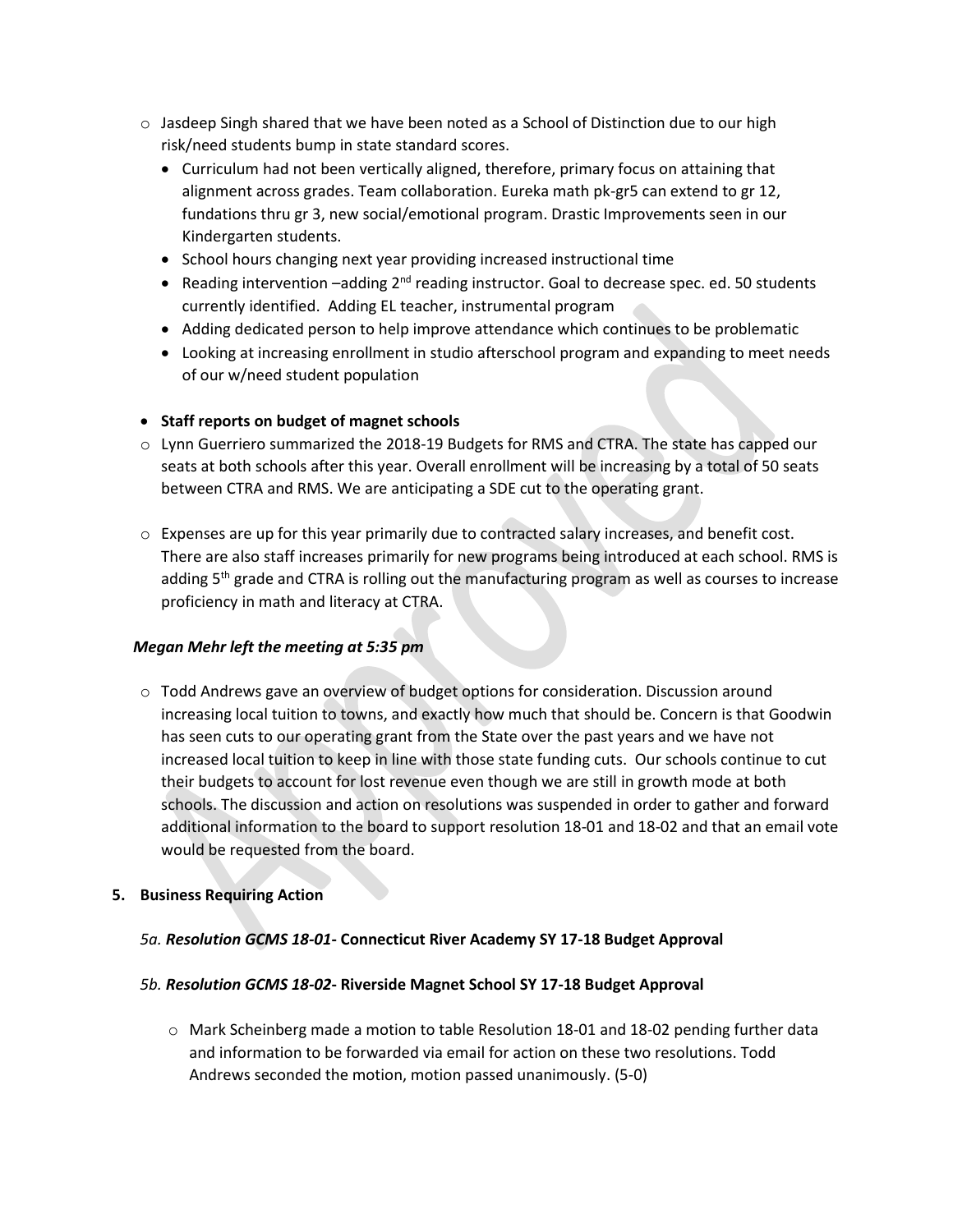- Jasdeep Singh shared that we have been noted as a School of Distinction due to our high risk/need students bump in state standard scores.
    - Curriculum had not been vertically aligned, therefore, primary focus on attaining that alignment across grades. Team collaboration. Eureka math pk-gr5 can extend to gr 12, fundations thru gr 3, new social/emotional program. Drastic Improvements seen in our Kindergarten students.
    - School hours changing next year providing increased instructional time
    - Reading intervention –adding 2nd reading instructor. Goal to decrease spec. ed. 50 students currently identified. Adding EL teacher, instrumental program
    - Adding dedicated person to help improve attendance which continues to be problematic
    - Looking at increasing enrollment in studio afterschool program and expanding to meet needs of our w/need student population

- **Staff reports on budget of magnet schools**

- Lynn Guerriero summarized the 2018-19 Budgets for RMS and CTRA. The state has capped our seats at both schools after this year. Overall enrollment will be increasing by a total of 50 seats between CTRA and RMS. We are anticipating a SDE cut to the operating grant.

- Expenses are up for this year primarily due to contracted salary increases, and benefit cost. There are also staff increases primarily for new programs being introduced at each school. RMS is adding 5th grade and CTRA is rolling out the manufacturing program as well as courses to increase proficiency in math and literacy at CTRA.

***Megan Mehr left the meeting at 5:35 pm***

- Todd Andrews gave an overview of budget options for consideration. Discussion around increasing local tuition to towns, and exactly how much that should be. Concern is that Goodwin has seen cuts to our operating grant from the State over the past years and we have not increased local tuition to keep in line with those state funding cuts. Our schools continue to cut their budgets to account for lost revenue even though we are still in growth mode at both schools. The discussion and action on resolutions was suspended in order to gather and forward additional information to the board to support resolution 18-01 and 18-02 and that an email vote would be requested from the board.

**5. Business Requiring Action**

*5a.* ***Resolution GCMS 18-01*- Connecticut River Academy SY 17-18 Budget Approval**

*5b.* ***Resolution GCMS 18-02*- Riverside Magnet School SY 17-18 Budget Approval**

- Mark Scheinberg made a motion to table Resolution 18-01 and 18-02 pending further data and information to be forwarded via email for action on these two resolutions. Todd Andrews seconded the motion, motion passed unanimously. (5-0)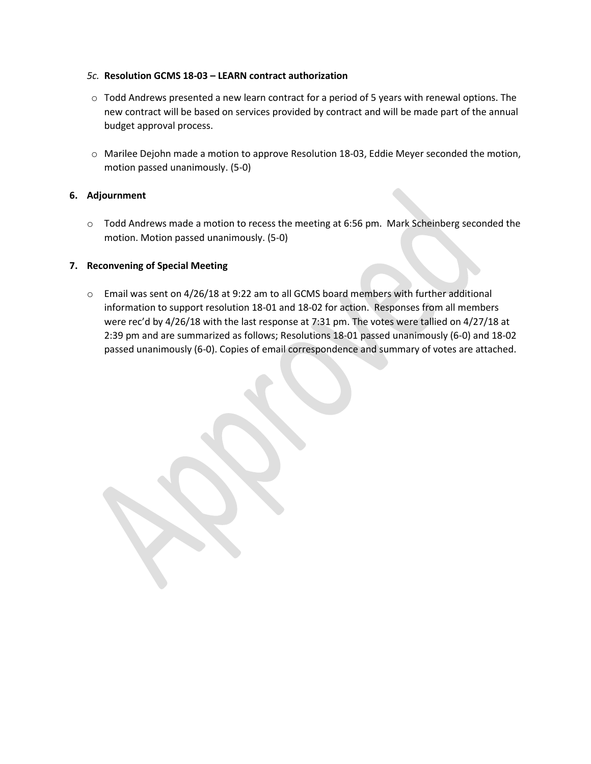*5c.* **Resolution GCMS 18-03 – LEARN contract authorization**

- Todd Andrews presented a new learn contract for a period of 5 years with renewal options. The new contract will be based on services provided by contract and will be made part of the annual budget approval process.
- Marilee Dejohn made a motion to approve Resolution 18-03, Eddie Meyer seconded the motion, motion passed unanimously. (5-0)

**6. Adjournment**

- Todd Andrews made a motion to recess the meeting at 6:56 pm. Mark Scheinberg seconded the motion. Motion passed unanimously. (5-0)

**7. Reconvening of Special Meeting**

- Email was sent on 4/26/18 at 9:22 am to all GCMS board members with further additional information to support resolution 18-01 and 18-02 for action. Responses from all members were rec'd by 4/26/18 with the last response at 7:31 pm. The votes were tallied on 4/27/18 at 2:39 pm and are summarized as follows; Resolutions 18-01 passed unanimously (6-0) and 18-02 passed unanimously (6-0). Copies of email correspondence and summary of votes are attached.